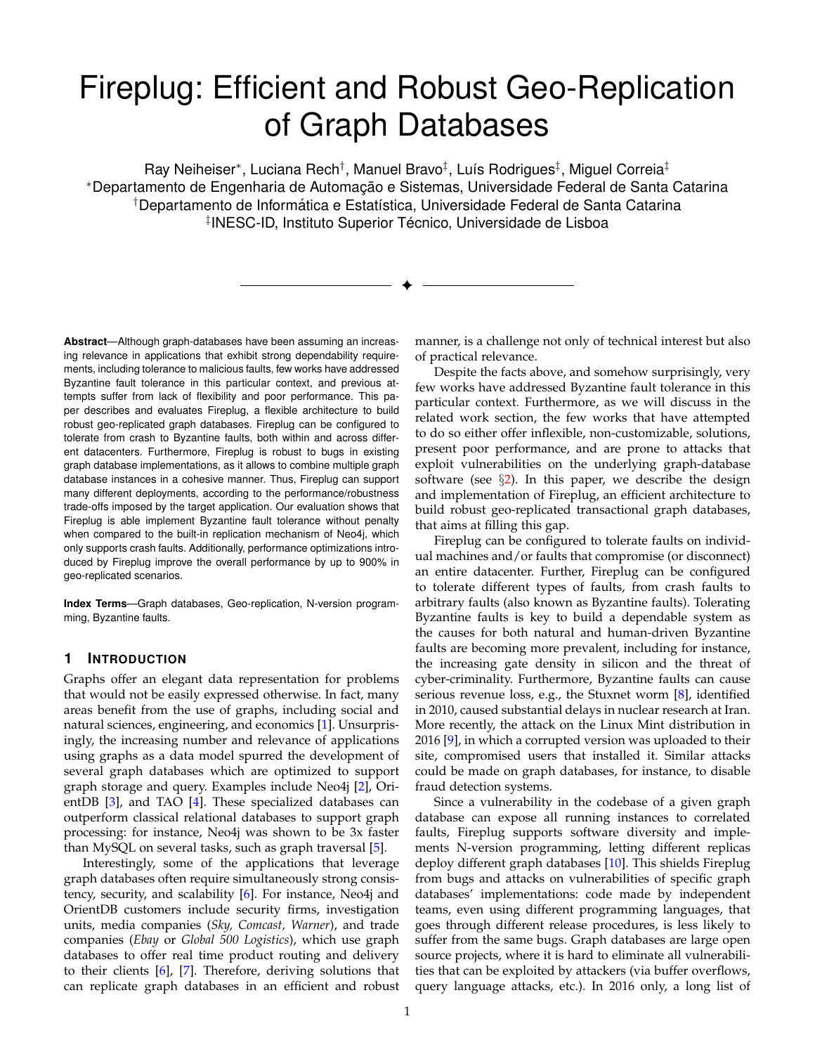# Fireplug: Efficient and Robust Geo-Replication of Graph Databases

Ray Neiheiser*, Luciana Rech†, Manuel Bravo‡, Luís Rodrigues‡, Miguel Correia‡

*Departamento de Engenharia de Automação e Sistemas, Universidade Federal de Santa Catarina
†Departamento de Informática e Estatística, Universidade Federal de Santa Catarina
‡INESC-ID, Instituto Superior Técnico, Universidade de Lisboa

---

**Abstract**—Although graph-databases have been assuming an increasing relevance in applications that exhibit strong dependability requirements, including tolerance to malicious faults, few works have addressed Byzantine fault tolerance in this particular context, and previous attempts suffer from lack of flexibility and poor performance. This paper describes and evaluates Fireplug, a flexible architecture to build robust geo-replicated graph databases. Fireplug can be configured to tolerate from crash to Byzantine faults, both within and across different datacenters. Furthermore, Fireplug is robust to bugs in existing graph database implementations, as it allows to combine multiple graph database instances in a cohesive manner. Thus, Fireplug can support many different deployments, according to the performance/robustness trade-offs imposed by the target application. Our evaluation shows that Fireplug is able implement Byzantine fault tolerance without penalty when compared to the built-in replication mechanism of Neo4j, which only supports crash faults. Additionally, performance optimizations introduced by Fireplug improve the overall performance by up to 900% in geo-replicated scenarios.

**Index Terms**—Graph databases, Geo-replication, N-version programming, Byzantine faults.

## 1 Introduction

Graphs offer an elegant data representation for problems that would not be easily expressed otherwise. In fact, many areas benefit from the use of graphs, including social and natural sciences, engineering, and economics [1]. Unsurprisingly, the increasing number and relevance of applications using graphs as a data model spurred the development of several graph databases which are optimized to support graph storage and query. Examples include Neo4j [2], OrientDB [3], and TAO [4]. These specialized databases can outperform classical relational databases to support graph processing: for instance, Neo4j was shown to be 3x faster than MySQL on several tasks, such as graph traversal [5].

Interestingly, some of the applications that leverage graph databases often require simultaneously strong consistency, security, and scalability [6]. For instance, Neo4j and OrientDB customers include security firms, investigation units, media companies (*Sky, Comcast, Warner*), and trade companies (*Ebay* or *Global 500 Logistics*), which use graph databases to offer real time product routing and delivery to their clients [6], [7]. Therefore, deriving solutions that can replicate graph databases in an efficient and robust manner, is a challenge not only of technical interest but also of practical relevance.

Despite the facts above, and somehow surprisingly, very few works have addressed Byzantine fault tolerance in this particular context. Furthermore, as we will discuss in the related work section, the few works that have attempted to do so either offer inflexible, non-customizable, solutions, present poor performance, and are prone to attacks that exploit vulnerabilities on the underlying graph-database software (see §2). In this paper, we describe the design and implementation of Fireplug, an efficient architecture to build robust geo-replicated transactional graph databases, that aims at filling this gap.

Fireplug can be configured to tolerate faults on individual machines and/or faults that compromise (or disconnect) an entire datacenter. Further, Fireplug can be configured to tolerate different types of faults, from crash faults to arbitrary faults (also known as Byzantine faults). Tolerating Byzantine faults is key to build a dependable system as the causes for both natural and human-driven Byzantine faults are becoming more prevalent, including for instance, the increasing gate density in silicon and the threat of cyber-criminality. Furthermore, Byzantine faults can cause serious revenue loss, e.g., the Stuxnet worm [8], identified in 2010, caused substantial delays in nuclear research at Iran. More recently, the attack on the Linux Mint distribution in 2016 [9], in which a corrupted version was uploaded to their site, compromised users that installed it. Similar attacks could be made on graph databases, for instance, to disable fraud detection systems.

Since a vulnerability in the codebase of a given graph database can expose all running instances to correlated faults, Fireplug supports software diversity and implements N-version programming, letting different replicas deploy different graph databases [10]. This shields Fireplug from bugs and attacks on vulnerabilities of specific graph databases' implementations: code made by independent teams, even using different programming languages, that goes through different release procedures, is less likely to suffer from the same bugs. Graph databases are large open source projects, where it is hard to eliminate all vulnerabilities that can be exploited by attackers (via buffer overflows, query language attacks, etc.). In 2016 only, a long list of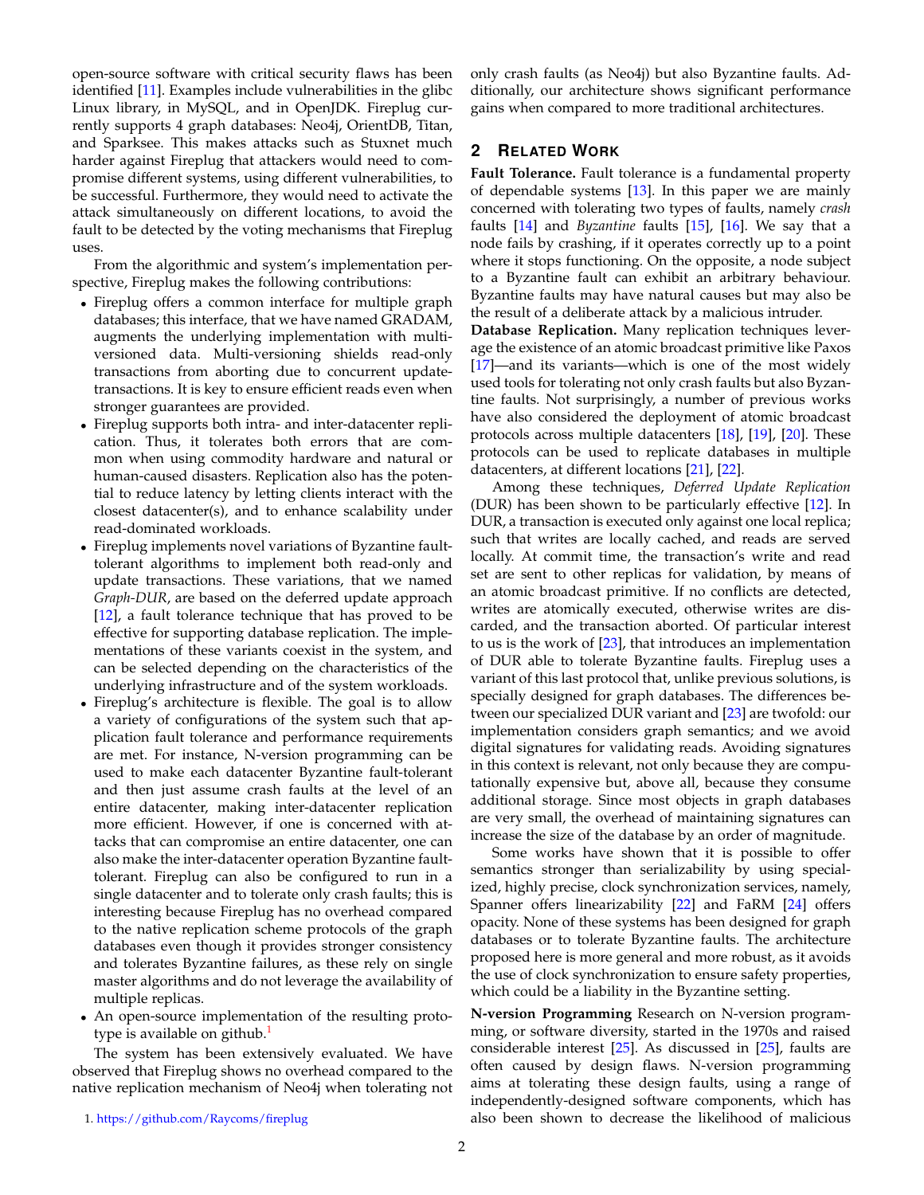open-source software with critical security flaws has been identified [11]. Examples include vulnerabilities in the glibc Linux library, in MySQL, and in OpenJDK. Fireplug currently supports 4 graph databases: Neo4j, OrientDB, Titan, and Sparksee. This makes attacks such as Stuxnet much harder against Fireplug that attackers would need to compromise different systems, using different vulnerabilities, to be successful. Furthermore, they would need to activate the attack simultaneously on different locations, to avoid the fault to be detected by the voting mechanisms that Fireplug uses.

From the algorithmic and system's implementation perspective, Fireplug makes the following contributions:

- Fireplug offers a common interface for multiple graph databases; this interface, that we have named GRADAM, augments the underlying implementation with multi-versioned data. Multi-versioning shields read-only transactions from aborting due to concurrent update-transactions. It is key to ensure efficient reads even when stronger guarantees are provided.
- Fireplug supports both intra- and inter-datacenter replication. Thus, it tolerates both errors that are common when using commodity hardware and natural or human-caused disasters. Replication also has the potential to reduce latency by letting clients interact with the closest datacenter(s), and to enhance scalability under read-dominated workloads.
- Fireplug implements novel variations of Byzantine fault-tolerant algorithms to implement both read-only and update transactions. These variations, that we named *Graph-DUR*, are based on the deferred update approach [12], a fault tolerance technique that has proved to be effective for supporting database replication. The implementations of these variants coexist in the system, and can be selected depending on the characteristics of the underlying infrastructure and of the system workloads.
- Fireplug's architecture is flexible. The goal is to allow a variety of configurations of the system such that application fault tolerance and performance requirements are met. For instance, N-version programming can be used to make each datacenter Byzantine fault-tolerant and then just assume crash faults at the level of an entire datacenter, making inter-datacenter replication more efficient. However, if one is concerned with attacks that can compromise an entire datacenter, one can also make the inter-datacenter operation Byzantine fault-tolerant. Fireplug can also be configured to run in a single datacenter and to tolerate only crash faults; this is interesting because Fireplug has no overhead compared to the native replication scheme protocols of the graph databases even though it provides stronger consistency and tolerates Byzantine failures, as these rely on single master algorithms and do not leverage the availability of multiple replicas.
- An open-source implementation of the resulting prototype is available on github.[1]

The system has been extensively evaluated. We have observed that Fireplug shows no overhead compared to the native replication mechanism of Neo4j when tolerating not only crash faults (as Neo4j) but also Byzantine faults. Additionally, our architecture shows significant performance gains when compared to more traditional architectures.

1. https://github.com/Raycoms/fireplug

## 2 Related Work

**Fault Tolerance.** Fault tolerance is a fundamental property of dependable systems [13]. In this paper we are mainly concerned with tolerating two types of faults, namely *crash* faults [14] and *Byzantine* faults [15], [16]. We say that a node fails by crashing, if it operates correctly up to a point where it stops functioning. On the opposite, a node subject to a Byzantine fault can exhibit an arbitrary behaviour. Byzantine faults may have natural causes but may also be the result of a deliberate attack by a malicious intruder.

**Database Replication.** Many replication techniques leverage the existence of an atomic broadcast primitive like Paxos [17]—and its variants—which is one of the most widely used tools for tolerating not only crash faults but also Byzantine faults. Not surprisingly, a number of previous works have also considered the deployment of atomic broadcast protocols across multiple datacenters [18], [19], [20]. These protocols can be used to replicate databases in multiple datacenters, at different locations [21], [22].

Among these techniques, *Deferred Update Replication* (DUR) has been shown to be particularly effective [12]. In DUR, a transaction is executed only against one local replica; such that writes are locally cached, and reads are served locally. At commit time, the transaction's write and read set are sent to other replicas for validation, by means of an atomic broadcast primitive. If no conflicts are detected, writes are atomically executed, otherwise writes are discarded, and the transaction aborted. Of particular interest to us is the work of [23], that introduces an implementation of DUR able to tolerate Byzantine faults. Fireplug uses a variant of this last protocol that, unlike previous solutions, is specially designed for graph databases. The differences between our specialized DUR variant and [23] are twofold: our implementation considers graph semantics; and we avoid digital signatures for validating reads. Avoiding signatures in this context is relevant, not only because they are computationally expensive but, above all, because they consume additional storage. Since most objects in graph databases are very small, the overhead of maintaining signatures can increase the size of the database by an order of magnitude.

Some works have shown that it is possible to offer semantics stronger than serializability by using specialized, highly precise, clock synchronization services, namely, Spanner offers linearizability [22] and FaRM [24] offers opacity. None of these systems has been designed for graph databases or to tolerate Byzantine faults. The architecture proposed here is more general and more robust, as it avoids the use of clock synchronization to ensure safety properties, which could be a liability in the Byzantine setting.

**N-version Programming** Research on N-version programming, or software diversity, started in the 1970s and raised considerable interest [25]. As discussed in [25], faults are often caused by design flaws. N-version programming aims at tolerating these design faults, using a range of independently-designed software components, which has also been shown to decrease the likelihood of malicious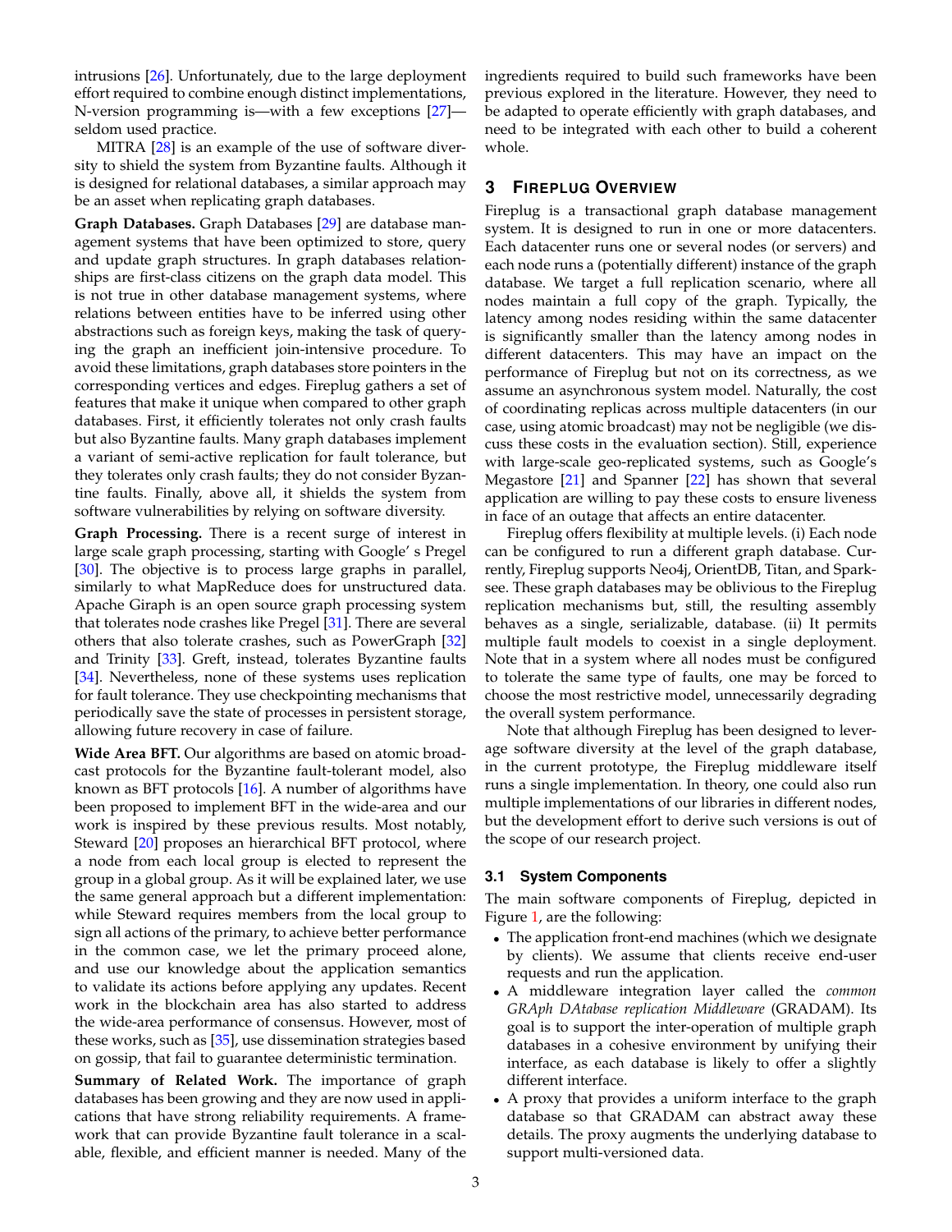intrusions [26]. Unfortunately, due to the large deployment effort required to combine enough distinct implementations, N-version programming is—with a few exceptions [27]—seldom used practice.

MITRA [28] is an example of the use of software diversity to shield the system from Byzantine faults. Although it is designed for relational databases, a similar approach may be an asset when replicating graph databases.

**Graph Databases.** Graph Databases [29] are database management systems that have been optimized to store, query and update graph structures. In graph databases relationships are first-class citizens on the graph data model. This is not true in other database management systems, where relations between entities have to be inferred using other abstractions such as foreign keys, making the task of querying the graph an inefficient join-intensive procedure. To avoid these limitations, graph databases store pointers in the corresponding vertices and edges. Fireplug gathers a set of features that make it unique when compared to other graph databases. First, it efficiently tolerates not only crash faults but also Byzantine faults. Many graph databases implement a variant of semi-active replication for fault tolerance, but they tolerates only crash faults; they do not consider Byzantine faults. Finally, above all, it shields the system from software vulnerabilities by relying on software diversity.

**Graph Processing.** There is a recent surge of interest in large scale graph processing, starting with Google' s Pregel [30]. The objective is to process large graphs in parallel, similarly to what MapReduce does for unstructured data. Apache Giraph is an open source graph processing system that tolerates node crashes like Pregel [31]. There are several others that also tolerate crashes, such as PowerGraph [32] and Trinity [33]. Greft, instead, tolerates Byzantine faults [34]. Nevertheless, none of these systems uses replication for fault tolerance. They use checkpointing mechanisms that periodically save the state of processes in persistent storage, allowing future recovery in case of failure.

**Wide Area BFT.** Our algorithms are based on atomic broadcast protocols for the Byzantine fault-tolerant model, also known as BFT protocols [16]. A number of algorithms have been proposed to implement BFT in the wide-area and our work is inspired by these previous results. Most notably, Steward [20] proposes an hierarchical BFT protocol, where a node from each local group is elected to represent the group in a global group. As it will be explained later, we use the same general approach but a different implementation: while Steward requires members from the local group to sign all actions of the primary, to achieve better performance in the common case, we let the primary proceed alone, and use our knowledge about the application semantics to validate its actions before applying any updates. Recent work in the blockchain area has also started to address the wide-area performance of consensus. However, most of these works, such as [35], use dissemination strategies based on gossip, that fail to guarantee deterministic termination.

**Summary of Related Work.** The importance of graph databases has been growing and they are now used in applications that have strong reliability requirements. A framework that can provide Byzantine fault tolerance in a scalable, flexible, and efficient manner is needed. Many of the ingredients required to build such frameworks have been previous explored in the literature. However, they need to be adapted to operate efficiently with graph databases, and need to be integrated with each other to build a coherent whole.

## 3 Fireplug Overview

Fireplug is a transactional graph database management system. It is designed to run in one or more datacenters. Each datacenter runs one or several nodes (or servers) and each node runs a (potentially different) instance of the graph database. We target a full replication scenario, where all nodes maintain a full copy of the graph. Typically, the latency among nodes residing within the same datacenter is significantly smaller than the latency among nodes in different datacenters. This may have an impact on the performance of Fireplug but not on its correctness, as we assume an asynchronous system model. Naturally, the cost of coordinating replicas across multiple datacenters (in our case, using atomic broadcast) may not be negligible (we discuss these costs in the evaluation section). Still, experience with large-scale geo-replicated systems, such as Google's Megastore [21] and Spanner [22] has shown that several application are willing to pay these costs to ensure liveness in face of an outage that affects an entire datacenter.

Fireplug offers flexibility at multiple levels. (i) Each node can be configured to run a different graph database. Currently, Fireplug supports Neo4j, OrientDB, Titan, and Sparksee. These graph databases may be oblivious to the Fireplug replication mechanisms but, still, the resulting assembly behaves as a single, serializable, database. (ii) It permits multiple fault models to coexist in a single deployment. Note that in a system where all nodes must be configured to tolerate the same type of faults, one may be forced to choose the most restrictive model, unnecessarily degrading the overall system performance.

Note that although Fireplug has been designed to leverage software diversity at the level of the graph database, in the current prototype, the Fireplug middleware itself runs a single implementation. In theory, one could also run multiple implementations of our libraries in different nodes, but the development effort to derive such versions is out of the scope of our research project.

### 3.1 System Components

The main software components of Fireplug, depicted in Figure 1, are the following:

- The application front-end machines (which we designate by clients). We assume that clients receive end-user requests and run the application.
- A middleware integration layer called the *common GRAph DAtabase replication Middleware* (GRADAM). Its goal is to support the inter-operation of multiple graph databases in a cohesive environment by unifying their interface, as each database is likely to offer a slightly different interface.
- A proxy that provides a uniform interface to the graph database so that GRADAM can abstract away these details. The proxy augments the underlying database to support multi-versioned data.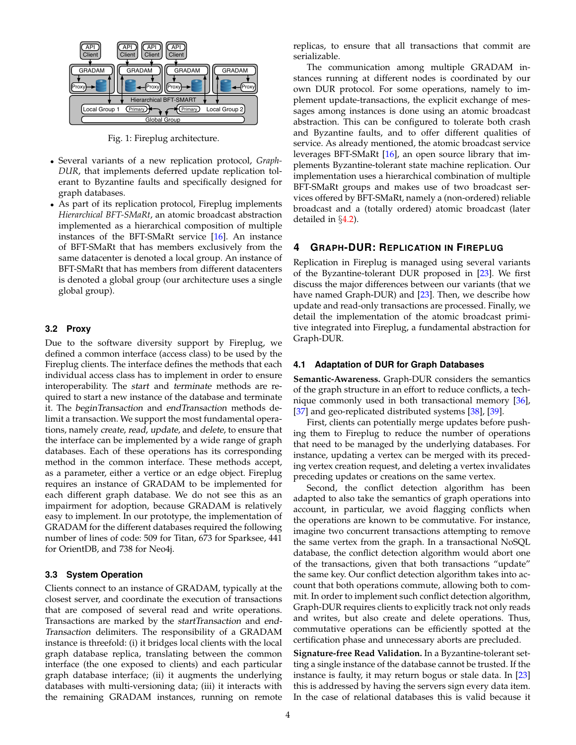Fig. 1: Fireplug architecture.

- Several variants of a new replication protocol, *Graph-DUR*, that implements deferred update replication tolerant to Byzantine faults and specifically designed for graph databases.
- As part of its replication protocol, Fireplug implements *Hierarchical BFT-SMaRt*, an atomic broadcast abstraction implemented as a hierarchical composition of multiple instances of the BFT-SMaRt service [16]. An instance of BFT-SMaRt that has members exclusively from the same datacenter is denoted a local group. An instance of BFT-SMaRt that has members from different datacenters is denoted a global group (our architecture uses a single global group).

### 3.2 Proxy

Due to the software diversity support by Fireplug, we defined a common interface (access class) to be used by the Fireplug clients. The interface defines the methods that each individual access class has to implement in order to ensure interoperability. The *start* and *terminate* methods are required to start a new instance of the database and terminate it. The *beginTransaction* and *endTransaction* methods delimit a transaction. We support the most fundamental operations, namely *create*, *read*, *update*, and *delete*, to ensure that the interface can be implemented by a wide range of graph databases. Each of these operations has its corresponding method in the common interface. These methods accept, as a parameter, either a vertice or an edge object. Fireplug requires an instance of GRADAM to be implemented for each different graph database. We do not see this as an impairment for adoption, because GRADAM is relatively easy to implement. In our prototype, the implementation of GRADAM for the different databases required the following number of lines of code: 509 for Titan, 673 for Sparksee, 441 for OrientDB, and 738 for Neo4j.

### 3.3 System Operation

Clients connect to an instance of GRADAM, typically at the closest server, and coordinate the execution of transactions that are composed of several read and write operations. Transactions are marked by the *startTransaction* and *endTransaction* delimiters. The responsibility of a GRADAM instance is threefold: (i) it bridges local clients with the local graph database replica, translating between the common interface (the one exposed to clients) and each particular graph database interface; (ii) it augments the underlying databases with multi-versioning data; (iii) it interacts with the remaining GRADAM instances, running on remote replicas, to ensure that all transactions that commit are serializable.

The communication among multiple GRADAM instances running at different nodes is coordinated by our own DUR protocol. For some operations, namely to implement update-transactions, the explicit exchange of messages among instances is done using an atomic broadcast abstraction. This can be configured to tolerate both crash and Byzantine faults, and to offer different qualities of service. As already mentioned, the atomic broadcast service leverages BFT-SMaRt [16], an open source library that implements Byzantine-tolerant state machine replication. Our implementation uses a hierarchical combination of multiple BFT-SMaRt groups and makes use of two broadcast services offered by BFT-SMaRt, namely a (non-ordered) reliable broadcast and a (totally ordered) atomic broadcast (later detailed in §4.2).

## 4 Graph-DUR: Replication in Fireplug

Replication in Fireplug is managed using several variants of the Byzantine-tolerant DUR proposed in [23]. We first discuss the major differences between our variants (that we have named Graph-DUR) and [23]. Then, we describe how update and read-only transactions are processed. Finally, we detail the implementation of the atomic broadcast primitive integrated into Fireplug, a fundamental abstraction for Graph-DUR.

### 4.1 Adaptation of DUR for Graph Databases

**Semantic-Awareness.** Graph-DUR considers the semantics of the graph structure in an effort to reduce conflicts, a technique commonly used in both transactional memory [36], [37] and geo-replicated distributed systems [38], [39].

First, clients can potentially merge updates before pushing them to Fireplug to reduce the number of operations that need to be managed by the underlying databases. For instance, updating a vertex can be merged with its preceding vertex creation request, and deleting a vertex invalidates preceding updates or creations on the same vertex.

Second, the conflict detection algorithm has been adapted to also take the semantics of graph operations into account, in particular, we avoid flagging conflicts when the operations are known to be commutative. For instance, imagine two concurrent transactions attempting to remove the same vertex from the graph. In a transactional NoSQL database, the conflict detection algorithm would abort one of the transactions, given that both transactions "update" the same key. Our conflict detection algorithm takes into account that both operations commute, allowing both to commit. In order to implement such conflict detection algorithm, Graph-DUR requires clients to explicitly track not only reads and writes, but also create and delete operations. Thus, commutative operations can be efficiently spotted at the certification phase and unnecessary aborts are precluded.

**Signature-free Read Validation.** In a Byzantine-tolerant setting a single instance of the database cannot be trusted. If the instance is faulty, it may return bogus or stale data. In [23] this is addressed by having the servers sign every data item. In the case of relational databases this is valid because it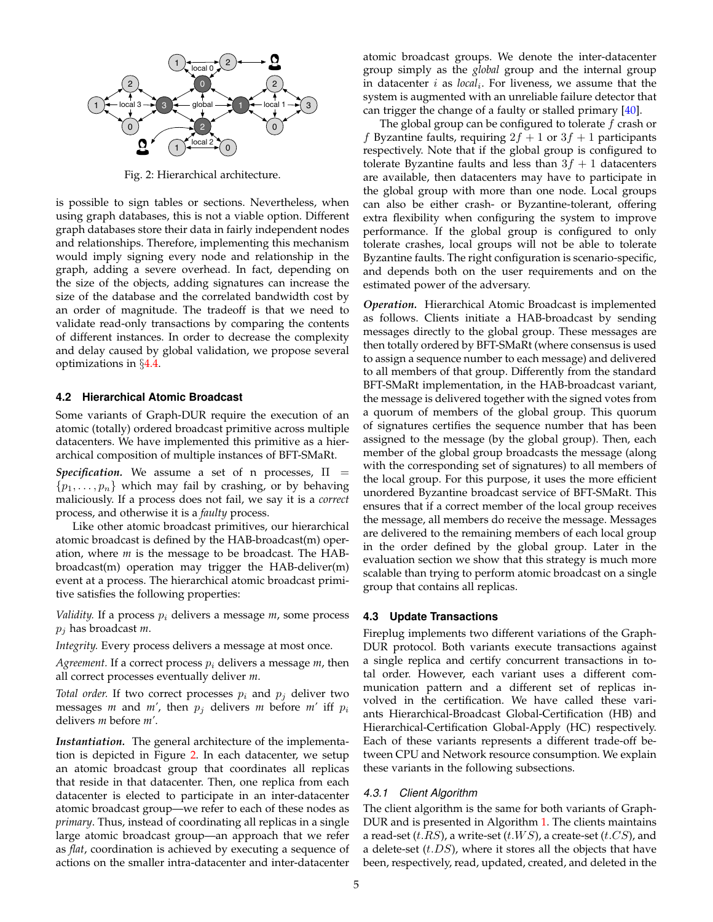Fig. 2: Hierarchical architecture.

is possible to sign tables or sections. Nevertheless, when using graph databases, this is not a viable option. Different graph databases store their data in fairly independent nodes and relationships. Therefore, implementing this mechanism would imply signing every node and relationship in the graph, adding a severe overhead. In fact, depending on the size of the objects, adding signatures can increase the size of the database and the correlated bandwidth cost by an order of magnitude. The tradeoff is that we need to validate read-only transactions by comparing the contents of different instances. In order to decrease the complexity and delay caused by global validation, we propose several optimizations in §4.4.

### 4.2 Hierarchical Atomic Broadcast

Some variants of Graph-DUR require the execution of an atomic (totally) ordered broadcast primitive across multiple datacenters. We have implemented this primitive as a hierarchical composition of multiple instances of BFT-SMaRt.

***Specification.*** We assume a set of n processes, $\Pi = \{p_1, \ldots, p_n\}$ which may fail by crashing, or by behaving maliciously. If a process does not fail, we say it is a *correct* process, and otherwise it is a *faulty* process.

Like other atomic broadcast primitives, our hierarchical atomic broadcast is defined by the HAB-broadcast(m) operation, where *m* is the message to be broadcast. The HAB-broadcast(m) operation may trigger the HAB-deliver(m) event at a process. The hierarchical atomic broadcast primitive satisfies the following properties:

*Validity.* If a process $p_i$ delivers a message *m*, some process $p_j$ has broadcast *m*.

*Integrity.* Every process delivers a message at most once.

*Agreement.* If a correct process $p_i$ delivers a message *m*, then all correct processes eventually deliver *m*.

*Total order.* If two correct processes $p_i$ and $p_j$ deliver two messages *m* and *m′*, then $p_j$ delivers *m* before *m′* iff $p_i$ delivers *m* before *m′*.

***Instantiation.*** The general architecture of the implementation is depicted in Figure 2. In each datacenter, we setup an atomic broadcast group that coordinates all replicas that reside in that datacenter. Then, one replica from each datacenter is elected to participate in an inter-datacenter atomic broadcast group—we refer to each of these nodes as *primary*. Thus, instead of coordinating all replicas in a single large atomic broadcast group—an approach that we refer as *flat*, coordination is achieved by executing a sequence of actions on the smaller intra-datacenter and inter-datacenter atomic broadcast groups. We denote the inter-datacenter group simply as the *global* group and the internal group in datacenter $i$ as $local_i$. For liveness, we assume that the system is augmented with an unreliable failure detector that can trigger the change of a faulty or stalled primary [40].

The global group can be configured to tolerate $f$ crash or $f$ Byzantine faults, requiring $2f+1$ or $3f+1$ participants respectively. Note that if the global group is configured to tolerate Byzantine faults and less than $3f+1$ datacenters are available, then datacenters may have to participate in the global group with more than one node. Local groups can also be either crash- or Byzantine-tolerant, offering extra flexibility when configuring the system to improve performance. If the global group is configured to only tolerate crashes, local groups will not be able to tolerate Byzantine faults. The right configuration is scenario-specific, and depends both on the user requirements and on the estimated power of the adversary.

***Operation.*** Hierarchical Atomic Broadcast is implemented as follows. Clients initiate a HAB-broadcast by sending messages directly to the global group. These messages are then totally ordered by BFT-SMaRt (where consensus is used to assign a sequence number to each message) and delivered to all members of that group. Differently from the standard BFT-SMaRt implementation, in the HAB-broadcast variant, the message is delivered together with the signed votes from a quorum of members of the global group. This quorum of signatures certifies the sequence number that has been assigned to the message (by the global group). Then, each member of the global group broadcasts the message (along with the corresponding set of signatures) to all members of the local group. For this purpose, it uses the more efficient unordered Byzantine broadcast service of BFT-SMaRt. This ensures that if a correct member of the local group receives the message, all members do receive the message. Messages are delivered to the remaining members of each local group in the order defined by the global group. Later in the evaluation section we show that this strategy is much more scalable than trying to perform atomic broadcast on a single group that contains all replicas.

### 4.3 Update Transactions

Fireplug implements two different variations of the Graph-DUR protocol. Both variants execute transactions against a single replica and certify concurrent transactions in total order. However, each variant uses a different communication pattern and a different set of replicas involved in the certification. We have called these variants Hierarchical-Broadcast Global-Certification (HB) and Hierarchical-Certification Global-Apply (HC) respectively. Each of these variants represents a different trade-off between CPU and Network resource consumption. We explain these variants in the following subsections.

#### 4.3.1 Client Algorithm

The client algorithm is the same for both variants of Graph-DUR and is presented in Algorithm 1. The clients maintains a read-set ($t.RS$), a write-set ($t.WS$), a create-set ($t.CS$), and a delete-set ($t.DS$), where it stores all the objects that have been, respectively, read, updated, created, and deleted in the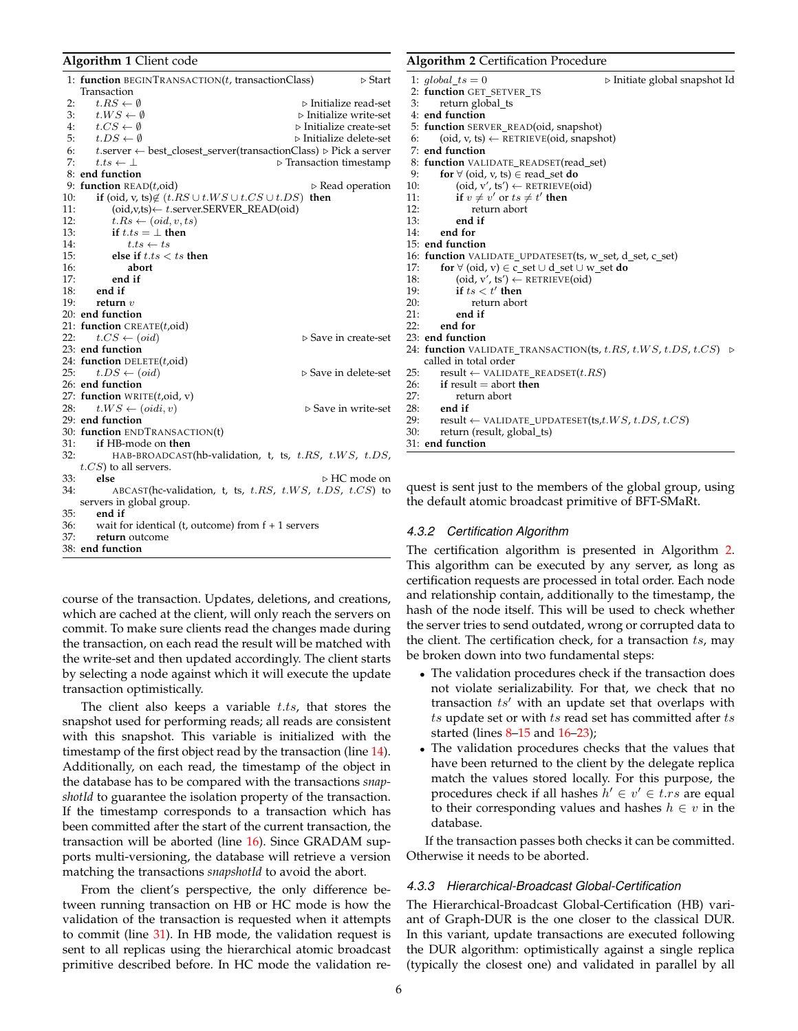**Algorithm 1** Client code

```
1: function BEGINTRANSACTION(t, transactionClass)          ▷ Start Transaction
2:     t.RS ← ∅                                            ▷ Initialize read-set
3:     t.WS ← ∅                                            ▷ Initialize write-set
4:     t.CS ← ∅                                            ▷ Initialize create-set
5:     t.DS ← ∅                                            ▷ Initialize delete-set
6:     t.server ← best_closest_server(transactionClass)    ▷ Pick a server
7:     t.ts ← ⊥                                            ▷ Transaction timestamp
8: end function
9: function READ(t,oid)                                    ▷ Read operation
10:    if (oid, v, ts)∉ (t.RS ∪ t.WS ∪ t.CS ∪ t.DS) then
11:        (oid,v,ts)← t.server.SERVER_READ(oid)
12:        t.Rs ← (oid, v, ts)
13:        if t.ts = ⊥ then
14:            t.ts ← ts
15:        else if t.ts < ts then
16:            abort
17:        end if
18:    end if
19:    return v
20: end function
21: function CREATE(t,oid)
22:    t.CS ← (oid)                                        ▷ Save in create-set
23: end function
24: function DELETE(t,oid)
25:    t.DS ← (oid)                                        ▷ Save in delete-set
26: end function
27: function WRITE(t,oid, v)
28:    t.WS ← (oidi, v)                                    ▷ Save in write-set
29: end function
30: function ENDTRANSACTION(t)
31:    if HB-mode on then
32:        HAB-BROADCAST(hb-validation, t, ts, t.RS, t.WS, t.DS, t.CS) to all servers.
33:    else                                                ▷ HC mode on
34:        ABCAST(hc-validation, t, ts, t.RS, t.WS, t.DS, t.CS) to servers in global group.
35:    end if
36:    wait for identical (t, outcome) from f + 1 servers
37:    return outcome
38: end function
```

course of the transaction. Updates, deletions, and creations, which are cached at the client, will only reach the servers on commit. To make sure clients read the changes made during the transaction, on each read the result will be matched with the write-set and then updated accordingly. The client starts by selecting a node against which it will execute the update transaction optimistically.

The client also keeps a variable $t.ts$, that stores the snapshot used for performing reads; all reads are consistent with this snapshot. This variable is initialized with the timestamp of the first object read by the transaction (line 14). Additionally, on each read, the timestamp of the object in the database has to be compared with the transactions *snapshotId* to guarantee the isolation property of the transaction. If the timestamp corresponds to a transaction which has been committed after the start of the current transaction, the transaction will be aborted (line 16). Since GRADAM supports multi-versioning, the database will retrieve a version matching the transactions *snapshotId* to avoid the abort.

From the client's perspective, the only difference between running transaction on HB or HC mode is how the validation of the transaction is requested when it attempts to commit (line 31). In HB mode, the validation request is sent to all replicas using the hierarchical atomic broadcast primitive described before. In HC mode the validation request is sent just to the members of the global group, using the default atomic broadcast primitive of BFT-SMaRt.

**Algorithm 2** Certification Procedure

```
1: global_ts = 0                                           ▷ Initiate global snapshot Id
2: function GET_SETVER_TS
3:     return global_ts
4: end function
5: function SERVER_READ(oid, snapshot)
6:     (oid, v, ts) ← RETRIEVE(oid, snapshot)
7: end function
8: function VALIDATE_READSET(read_set)
9:     for ∀ (oid, v, ts) ∈ read_set do
10:        (oid, v', ts') ← RETRIEVE(oid)
11:        if v ≠ v' or ts ≠ t' then
12:            return abort
13:        end if
14:    end for
15: end function
16: function VALIDATE_UPDATESET(ts, w_set, d_set, c_set)
17:    for ∀ (oid, v) ∈ c_set ∪ d_set ∪ w_set do
18:        (oid, v', ts') ← RETRIEVE(oid)
19:        if ts < t' then
20:            return abort
21:        end if
22:    end for
23: end function
24: function VALIDATE_TRANSACTION(ts, t.RS, t.WS, t.DS, t.CS)   ▷ called in total order
25:    result ← VALIDATE_READSET(t.RS)
26:    if result = abort then
27:        return abort
28:    end if
29:    result ← VALIDATE_UPDATESET(ts,t.WS, t.DS, t.CS)
30:    return (result, global_ts)
31: end function
```

### 4.3.2 Certification Algorithm

The certification algorithm is presented in Algorithm 2. This algorithm can be executed by any server, as long as certification requests are processed in total order. Each node and relationship contain, additionally to the timestamp, the hash of the node itself. This will be used to check whether the server tries to send outdated, wrong or corrupted data to the client. The certification check, for a transaction $ts$, may be broken down into two fundamental steps:

- The validation procedures check if the transaction does not violate serializability. For that, we check that no transaction $ts'$ with an update set that overlaps with $ts$ update set or with $ts$ read set has committed after $ts$ started (lines 8–15 and 16–23);
- The validation procedures checks that the values that have been returned to the client by the delegate replica match the values stored locally. For this purpose, the procedures check if all hashes $h' \in v' \in t.rs$ are equal to their corresponding values and hashes $h \in v$ in the database.

If the transaction passes both checks it can be committed. Otherwise it needs to be aborted.

### 4.3.3 Hierarchical-Broadcast Global-Certification

The Hierarchical-Broadcast Global-Certification (HB) variant of Graph-DUR is the one closer to the classical DUR. In this variant, update transactions are executed following the DUR algorithm: optimistically against a single replica (typically the closest one) and validated in parallel by all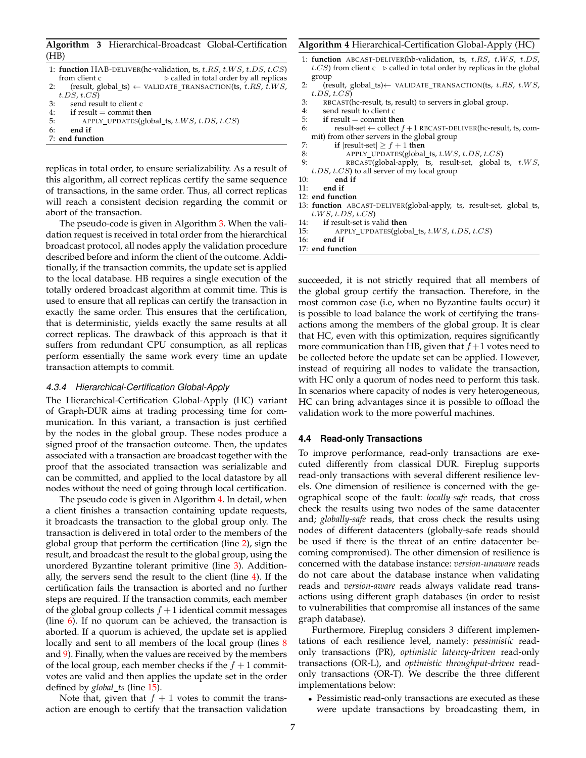**Algorithm 3** Hierarchical-Broadcast Global-Certification (HB)

```
1: function HAB-DELIVER(hc-validation, ts, t.RS, t.WS, t.DS, t.CS)
   from client c                          ▷ called in total order by all replicas
2:     (result, global_ts) ← VALIDATE_TRANSACTION(ts, t.RS, t.WS,
       t.DS, t.CS)
3:     send result to client c
4:     if result = commit then
5:         APPLY_UPDATES(global_ts, t.WS, t.DS, t.CS)
6:     end if
7: end function
```

replicas in total order, to ensure serializability. As a result of this algorithm, all correct replicas certify the same sequence of transactions, in the same order. Thus, all correct replicas will reach a consistent decision regarding the commit or abort of the transaction.

The pseudo-code is given in Algorithm 3. When the validation request is received in total order from the hierarchical broadcast protocol, all nodes apply the validation procedure described before and inform the client of the outcome. Additionally, if the transaction commits, the update set is applied to the local database. HB requires a single execution of the totally ordered broadcast algorithm at commit time. This is used to ensure that all replicas can certify the transaction in exactly the same order. This ensures that the certification, that is deterministic, yields exactly the same results at all correct replicas. The drawback of this approach is that it suffers from redundant CPU consumption, as all replicas perform essentially the same work every time an update transaction attempts to commit.

### 4.3.4 Hierarchical-Certification Global-Apply

The Hierarchical-Certification Global-Apply (HC) variant of Graph-DUR aims at trading processing time for communication. In this variant, a transaction is just certified by the nodes in the global group. These nodes produce a signed proof of the transaction outcome. Then, the updates associated with a transaction are broadcast together with the proof that the associated transaction was serializable and can be committed, and applied to the local datastore by all nodes without the need of going through local certification.

The pseudo code is given in Algorithm 4. In detail, when a client finishes a transaction containing update requests, it broadcasts the transaction to the global group only. The transaction is delivered in total order to the members of the global group that perform the certification (line 2), sign the result, and broadcast the result to the global group, using the unordered Byzantine tolerant primitive (line 3). Additionally, the servers send the result to the client (line 4). If the certification fails the transaction is aborted and no further steps are required. If the transaction commits, each member of the global group collects $f+1$ identical commit messages (line 6). If no quorum can be achieved, the transaction is aborted. If a quorum is achieved, the update set is applied locally and sent to all members of the local group (lines 8 and 9). Finally, when the values are received by the members of the local group, each member checks if the $f+1$ commit-votes are valid and then applies the update set in the order defined by *global_ts* (line 15).

Note that, given that $f+1$ votes to commit the transaction are enough to certify that the transaction validation succeeded, it is not strictly required that all members of the global group certify the transaction. Therefore, in the most common case (i.e, when no Byzantine faults occur) it is possible to load balance the work of certifying the transactions among the members of the global group. It is clear that HC, even with this optimization, requires significantly more communication than HB, given that $f+1$ votes need to be collected before the update set can be applied. However, instead of requiring all nodes to validate the transaction, with HC only a quorum of nodes need to perform this task. In scenarios where capacity of nodes is very heterogeneous, HC can bring advantages since it is possible to offload the validation work to the more powerful machines.

**Algorithm 4** Hierarchical-Certification Global-Apply (HC)

```
1: function ABCAST-DELIVER(hb-validation, ts, t.RS, t.WS, t.DS,
   t.CS) from client c   ▷ called in total order by replicas in the global
   group
2:     (result, global_ts)← VALIDATE_TRANSACTION(ts, t.RS, t.WS,
       t.DS, t.CS)
3:     RBCAST(hc-result, ts, result) to servers in global group.
4:     send result to client c
5:     if result = commit then
6:         result-set ← collect f+1 RBCAST-DELIVER(hc-result, ts, com-
           mit) from other servers in the global group
7:         if |result-set| ≥ f+1 then
8:             APPLY_UPDATES(global_ts, t.WS, t.DS, t.CS)
9:             RBCAST(global-apply, ts, result-set, global_ts, t.WS,
               t.DS, t.CS) to all server of my local group
10:        end if
11:    end if
12: end function
13: function ABCAST-DELIVER(global-apply, ts, result-set, global_ts,
    t.WS, t.DS, t.CS)
14:    if result-set is valid then
15:        APPLY_UPDATES(global_ts, t.WS, t.DS, t.CS)
16:    end if
17: end function
```

### 4.4 Read-only Transactions

To improve performance, read-only transactions are executed differently from classical DUR. Fireplug supports read-only transactions with several different resilience levels. One dimension of resilience is concerned with the geographical scope of the fault: *locally-safe* reads, that cross check the results using two nodes of the same datacenter and; *globally-safe* reads, that cross check the results using nodes of different datacenters (globally-safe reads should be used if there is the threat of an entire datacenter becoming compromised). The other dimension of resilience is concerned with the database instance: *version-unaware* reads do not care about the database instance when validating reads and *version-aware* reads always validate read transactions using different graph databases (in order to resist to vulnerabilities that compromise all instances of the same graph database).

Furthermore, Fireplug considers 3 different implementations of each resilience level, namely: *pessimistic* read-only transactions (PR), *optimistic latency-driven* read-only transactions (OR-L), and *optimistic throughput-driven* read-only transactions (OR-T). We describe the three different implementations below:

- Pessimistic read-only transactions are executed as these were update transactions by broadcasting them, in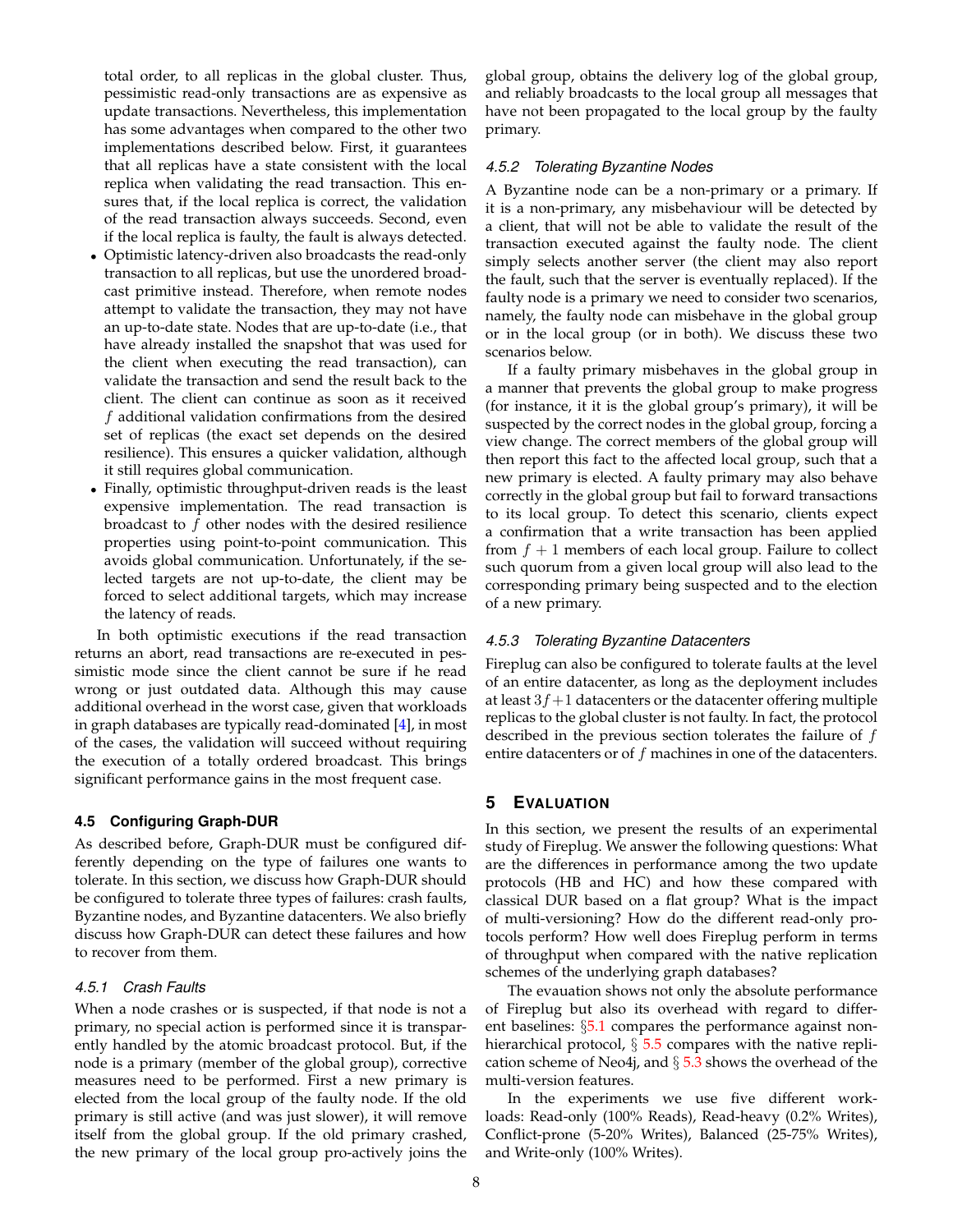total order, to all replicas in the global cluster. Thus, pessimistic read-only transactions are as expensive as update transactions. Nevertheless, this implementation has some advantages when compared to the other two implementations described below. First, it guarantees that all replicas have a state consistent with the local replica when validating the read transaction. This ensures that, if the local replica is correct, the validation of the read transaction always succeeds. Second, even if the local replica is faulty, the fault is always detected.

- Optimistic latency-driven also broadcasts the read-only transaction to all replicas, but use the unordered broadcast primitive instead. Therefore, when remote nodes attempt to validate the transaction, they may not have an up-to-date state. Nodes that are up-to-date (i.e., that have already installed the snapshot that was used for the client when executing the read transaction), can validate the transaction and send the result back to the client. The client can continue as soon as it received $f$ additional validation confirmations from the desired set of replicas (the exact set depends on the desired resilience). This ensures a quicker validation, although it still requires global communication.
- Finally, optimistic throughput-driven reads is the least expensive implementation. The read transaction is broadcast to $f$ other nodes with the desired resilience properties using point-to-point communication. This avoids global communication. Unfortunately, if the selected targets are not up-to-date, the client may be forced to select additional targets, which may increase the latency of reads.

In both optimistic executions if the read transaction returns an abort, read transactions are re-executed in pessimistic mode since the client cannot be sure if he read wrong or just outdated data. Although this may cause additional overhead in the worst case, given that workloads in graph databases are typically read-dominated [4], in most of the cases, the validation will succeed without requiring the execution of a totally ordered broadcast. This brings significant performance gains in the most frequent case.

### 4.5 Configuring Graph-DUR

As described before, Graph-DUR must be configured differently depending on the type of failures one wants to tolerate. In this section, we discuss how Graph-DUR should be configured to tolerate three types of failures: crash faults, Byzantine nodes, and Byzantine datacenters. We also briefly discuss how Graph-DUR can detect these failures and how to recover from them.

#### 4.5.1 Crash Faults

When a node crashes or is suspected, if that node is not a primary, no special action is performed since it is transparently handled by the atomic broadcast protocol. But, if the node is a primary (member of the global group), corrective measures need to be performed. First a new primary is elected from the local group of the faulty node. If the old primary is still active (and was just slower), it will remove itself from the global group. If the old primary crashed, the new primary of the local group pro-actively joins the global group, obtains the delivery log of the global group, and reliably broadcasts to the local group all messages that have not been propagated to the local group by the faulty primary.

#### 4.5.2 Tolerating Byzantine Nodes

A Byzantine node can be a non-primary or a primary. If it is a non-primary, any misbehaviour will be detected by a client, that will not be able to validate the result of the transaction executed against the faulty node. The client simply selects another server (the client may also report the fault, such that the server is eventually replaced). If the faulty node is a primary we need to consider two scenarios, namely, the faulty node can misbehave in the global group or in the local group (or in both). We discuss these two scenarios below.

If a faulty primary misbehaves in the global group in a manner that prevents the global group to make progress (for instance, it it is the global group's primary), it will be suspected by the correct nodes in the global group, forcing a view change. The correct members of the global group will then report this fact to the affected local group, such that a new primary is elected. A faulty primary may also behave correctly in the global group but fail to forward transactions to its local group. To detect this scenario, clients expect a confirmation that a write transaction has been applied from $f+1$ members of each local group. Failure to collect such quorum from a given local group will also lead to the corresponding primary being suspected and to the election of a new primary.

#### 4.5.3 Tolerating Byzantine Datacenters

Fireplug can also be configured to tolerate faults at the level of an entire datacenter, as long as the deployment includes at least $3f+1$ datacenters or the datacenter offering multiple replicas to the global cluster is not faulty. In fact, the protocol described in the previous section tolerates the failure of $f$ entire datacenters or of $f$ machines in one of the datacenters.

## 5 Evaluation

In this section, we present the results of an experimental study of Fireplug. We answer the following questions: What are the differences in performance among the two update protocols (HB and HC) and how these compared with classical DUR based on a flat group? What is the impact of multi-versioning? How do the different read-only protocols perform? How well does Fireplug perform in terms of throughput when compared with the native replication schemes of the underlying graph databases?

The evauation shows not only the absolute performance of Fireplug but also its overhead with regard to different baselines: §5.1 compares the performance against non-hierarchical protocol, § 5.5 compares with the native replication scheme of Neo4j, and § 5.3 shows the overhead of the multi-version features.

In the experiments we use five different workloads: Read-only (100% Reads), Read-heavy (0.2% Writes), Conflict-prone (5-20% Writes), Balanced (25-75% Writes), and Write-only (100% Writes).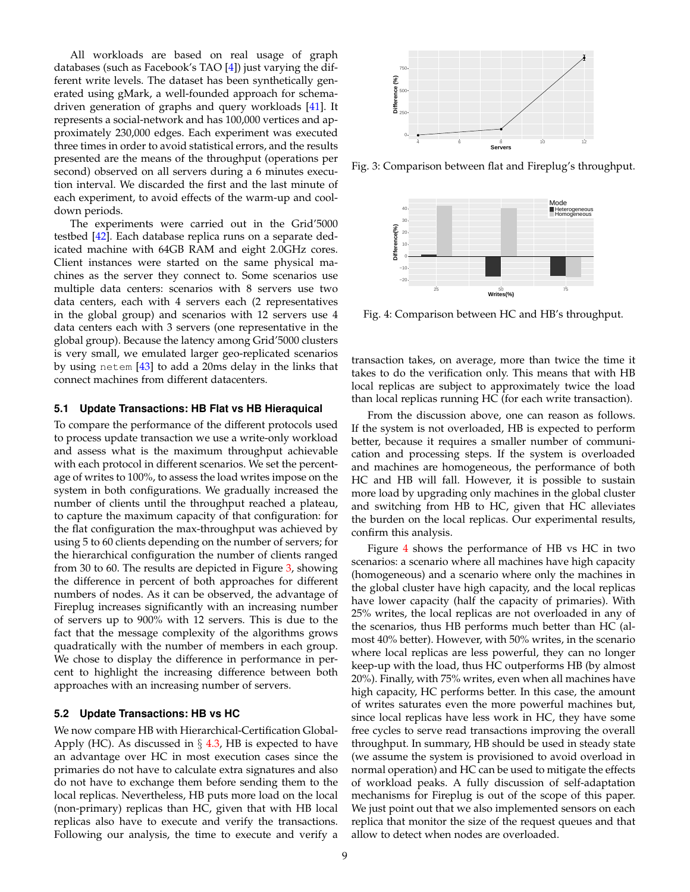All workloads are based on real usage of graph databases (such as Facebook's TAO [4]) just varying the different write levels. The dataset has been synthetically generated using gMark, a well-founded approach for schema-driven generation of graphs and query workloads [41]. It represents a social-network and has 100,000 vertices and approximately 230,000 edges. Each experiment was executed three times in order to avoid statistical errors, and the results presented are the means of the throughput (operations per second) observed on all servers during a 6 minutes execution interval. We discarded the first and the last minute of each experiment, to avoid effects of the warm-up and cool-down periods.

The experiments were carried out in the Grid'5000 testbed [42]. Each database replica runs on a separate dedicated machine with 64GB RAM and eight 2.0GHz cores. Client instances were started on the same physical machines as the server they connect to. Some scenarios use multiple data centers: scenarios with 8 servers use two data centers, each with 4 servers each (2 representatives in the global group) and scenarios with 12 servers use 4 data centers each with 3 servers (one representative in the global group). Because the latency among Grid'5000 clusters is very small, we emulated larger geo-replicated scenarios by using `netem` [43] to add a 20ms delay in the links that connect machines from different datacenters.

### 5.1 Update Transactions: HB Flat vs HB Hieraquical

To compare the performance of the different protocols used to process update transaction we use a write-only workload and assess what is the maximum throughput achievable with each protocol in different scenarios. We set the percentage of writes to 100%, to assess the load writes impose on the system in both configurations. We gradually increased the number of clients until the throughput reached a plateau, to capture the maximum capacity of that configuration: for the flat configuration the max-throughput was achieved by using 5 to 60 clients depending on the number of servers; for the hierarchical configuration the number of clients ranged from 30 to 60. The results are depicted in Figure 3, showing the difference in percent of both approaches for different numbers of nodes. As it can be observed, the advantage of Fireplug increases significantly with an increasing number of servers up to 900% with 12 servers. This is due to the fact that the message complexity of the algorithms grows quadratically with the number of members in each group. We chose to display the difference in performance in percent to highlight the increasing difference between both approaches with an increasing number of servers.

### 5.2 Update Transactions: HB vs HC

We now compare HB with Hierarchical-Certification Global-Apply (HC). As discussed in § 4.3, HB is expected to have an advantage over HC in most execution cases since the primaries do not have to calculate extra signatures and also do not have to exchange them before sending them to the local replicas. Nevertheless, HB puts more load on the local (non-primary) replicas than HC, given that with HB local replicas also have to execute and verify the transactions. Following our analysis, the time to execute and verify a transaction takes, on average, more than twice the time it takes to do the verification only. This means that with HB local replicas are subject to approximately twice the load than local replicas running HC (for each write transaction).

Fig. 3: Comparison between flat and Fireplug's throughput.

Fig. 4: Comparison between HC and HB's throughput.

From the discussion above, one can reason as follows. If the system is not overloaded, HB is expected to perform better, because it requires a smaller number of communication and processing steps. If the system is overloaded and machines are homogeneous, the performance of both HC and HB will fall. However, it is possible to sustain more load by upgrading only machines in the global cluster and switching from HB to HC, given that HC alleviates the burden on the local replicas. Our experimental results, confirm this analysis.

Figure 4 shows the performance of HB vs HC in two scenarios: a scenario where all machines have high capacity (homogeneous) and a scenario where only the machines in the global cluster have high capacity, and the local replicas have lower capacity (half the capacity of primaries). With 25% writes, the local replicas are not overloaded in any of the scenarios, thus HB performs much better than HC (almost 40% better). However, with 50% writes, in the scenario where local replicas are less powerful, they can no longer keep-up with the load, thus HC outperforms HB (by almost 20%). Finally, with 75% writes, even when all machines have high capacity, HC performs better. In this case, the amount of writes saturates even the more powerful machines but, since local replicas have less work in HC, they have some free cycles to serve read transactions improving the overall throughput. In summary, HB should be used in steady state (we assume the system is provisioned to avoid overload in normal operation) and HC can be used to mitigate the effects of workload peaks. A fully discussion of self-adaptation mechanisms for Fireplug is out of the scope of this paper. We just point out that we also implemented sensors on each replica that monitor the size of the request queues and that allow to detect when nodes are overloaded.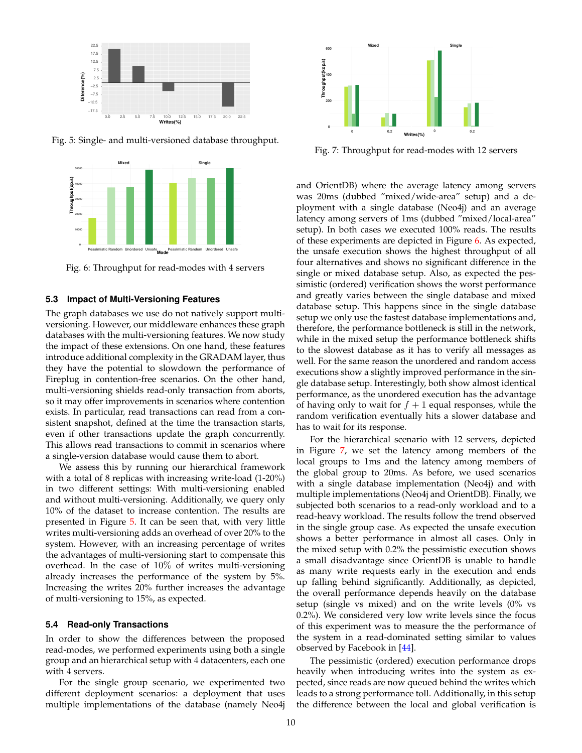Fig. 5: Single- and multi-versioned database throughput.

Fig. 6: Throughput for read-modes with 4 servers

### 5.3 Impact of Multi-Versioning Features

The graph databases we use do not natively support multi-versioning. However, our middleware enhances these graph databases with the multi-versioning features. We now study the impact of these extensions. On one hand, these features introduce additional complexity in the GRADAM layer, thus they have the potential to slowdown the performance of Fireplug in contention-free scenarios. On the other hand, multi-versioning shields read-only transaction from aborts, so it may offer improvements in scenarios where contention exists. In particular, read transactions can read from a consistent snapshot, defined at the time the transaction starts, even if other transactions update the graph concurrently. This allows read transactions to commit in scenarios where a single-version database would cause them to abort.

We assess this by running our hierarchical framework with a total of 8 replicas with increasing write-load (1-20%) in two different settings: With multi-versioning enabled and without multi-versioning. Additionally, we query only 10% of the dataset to increase contention. The results are presented in Figure 5. It can be seen that, with very little writes multi-versioning adds an overhead of over 20% to the system. However, with an increasing percentage of writes the advantages of multi-versioning start to compensate this overhead. In the case of $10\%$ of writes multi-versioning already increases the performance of the system by 5%. Increasing the writes 20% further increases the advantage of multi-versioning to 15%, as expected.

### 5.4 Read-only Transactions

In order to show the differences between the proposed read-modes, we performed experiments using both a single group and an hierarchical setup with $4$ datacenters, each one with $4$ servers.

For the single group scenario, we experimented two different deployment scenarios: a deployment that uses multiple implementations of the database (namely Neo4j and OrientDB) where the average latency among servers was 20ms (dubbed "mixed/wide-area" setup) and a deployment with a single database (Neo4j) and an average latency among servers of 1ms (dubbed "mixed/local-area" setup). In both cases we executed 100% reads. The results of these experiments are depicted in Figure 6. As expected, the unsafe execution shows the highest throughput of all four alternatives and shows no significant difference in the single or mixed database setup. Also, as expected the pessimistic (ordered) verification shows the worst performance and greatly varies between the single database and mixed database setup. This happens since in the single database setup we only use the fastest database implementations and, therefore, the performance bottleneck is still in the network, while in the mixed setup the performance bottleneck shifts to the slowest database as it has to verify all messages as well. For the same reason the unordered and random access executions show a slightly improved performance in the single database setup. Interestingly, both show almost identical performance, as the unordered execution has the advantage of having only to wait for $f+1$ equal responses, while the random verification eventually hits a slower database and has to wait for its response.

Fig. 7: Throughput for read-modes with 12 servers

For the hierarchical scenario with 12 servers, depicted in Figure 7, we set the latency among members of the local groups to 1ms and the latency among members of the global group to 20ms. As before, we used scenarios with a single database implementation (Neo4j) and with multiple implementations (Neo4j and OrientDB). Finally, we subjected both scenarios to a read-only workload and to a read-heavy workload. The results follow the trend observed in the single group case. As expected the unsafe execution shows a better performance in almost all cases. Only in the mixed setup with 0.2% the pessimistic execution shows a small disadvantage since OrientDB is unable to handle as many write requests early in the execution and ends up falling behind significantly. Additionally, as depicted, the overall performance depends heavily on the database setup (single vs mixed) and on the write levels (0% vs 0.2%). We considered very low write levels since the focus of this experiment was to measure the the performance of the system in a read-dominated setting similar to values observed by Facebook in [44].

The pessimistic (ordered) execution performance drops heavily when introducing writes into the system as expected, since reads are now queued behind the writes which leads to a strong performance toll. Additionally, in this setup the difference between the local and global verification is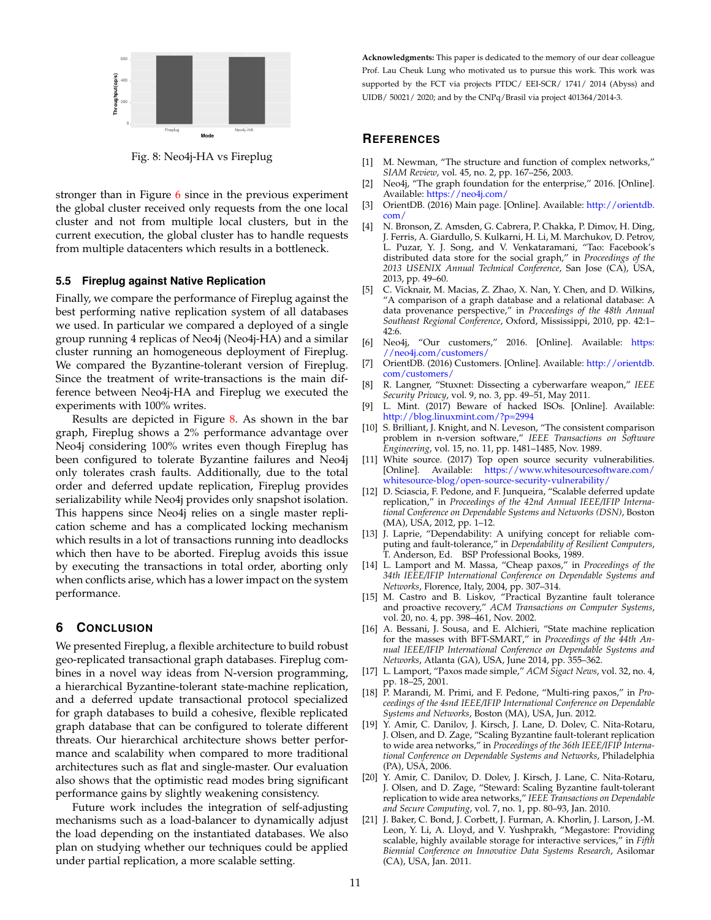Fig. 8: Neo4j-HA vs Fireplug

stronger than in Figure 6 since in the previous experiment the global cluster received only requests from the one local cluster and not from multiple local clusters, but in the current execution, the global cluster has to handle requests from multiple datacenters which results in a bottleneck.

### 5.5 Fireplug against Native Replication

Finally, we compare the performance of Fireplug against the best performing native replication system of all databases we used. In particular we compared a deployed of a single group running 4 replicas of Neo4j (Neo4j-HA) and a similar cluster running an homogeneous deployment of Fireplug. We compared the Byzantine-tolerant version of Fireplug. Since the treatment of write-transactions is the main difference between Neo4j-HA and Fireplug we executed the experiments with 100% writes.

Results are depicted in Figure 8. As shown in the bar graph, Fireplug shows a 2% performance advantage over Neo4j considering 100% writes even though Fireplug has been configured to tolerate Byzantine failures and Neo4j only tolerates crash faults. Additionally, due to the total order and deferred update replication, Fireplug provides serializability while Neo4j provides only snapshot isolation. This happens since Neo4j relies on a single master replication scheme and has a complicated locking mechanism which results in a lot of transactions running into deadlocks which then have to be aborted. Fireplug avoids this issue by executing the transactions in total order, aborting only when conflicts arise, which has a lower impact on the system performance.

## 6 Conclusion

We presented Fireplug, a flexible architecture to build robust geo-replicated transactional graph databases. Fireplug combines in a novel way ideas from N-version programming, a hierarchical Byzantine-tolerant state-machine replication, and a deferred update transactional protocol specialized for graph databases to build a cohesive, flexible replicated graph database that can be configured to tolerate different threats. Our hierarchical architecture shows better performance and scalability when compared to more traditional architectures such as flat and single-master. Our evaluation also shows that the optimistic read modes bring significant performance gains by slightly weakening consistency.

Future work includes the integration of self-adjusting mechanisms such as a load-balancer to dynamically adjust the load depending on the instantiated databases. We also plan on studying whether our techniques could be applied under partial replication, a more scalable setting.

**Acknowledgments:** This paper is dedicated to the memory of our dear colleague Prof. Lau Cheuk Lung who motivated us to pursue this work. This work was supported by the FCT via projects PTDC/ EEI-SCR/ 1741/ 2014 (Abyss) and UIDB/ 50021/ 2020; and by the CNPq/Brasil via project 401364/2014-3.

## References

[1] M. Newman, “The structure and function of complex networks,” *SIAM Review*, vol. 45, no. 2, pp. 167–256, 2003.

[2] Neo4j, “The graph foundation for the enterprise,” 2016. [Online]. Available: https://neo4j.com/

[3] OrientDB. (2016) Main page. [Online]. Available: http://orientdb.com/

[4] N. Bronson, Z. Amsden, G. Cabrera, P. Chakka, P. Dimov, H. Ding, J. Ferris, A. Giardullo, S. Kulkarni, H. Li, M. Marchukov, D. Petrov, L. Puzar, Y. J. Song, and V. Venkataramani, “Tao: Facebook's distributed data store for the social graph,” in *Proceedings of the 2013 USENIX Annual Technical Conference*, San Jose (CA), USA, 2013, pp. 49–60.

[5] C. Vicknair, M. Macias, Z. Zhao, X. Nan, Y. Chen, and D. Wilkins, “A comparison of a graph database and a relational database: A data provenance perspective,” in *Proceedings of the 48th Annual Southeast Regional Conference*, Oxford, Mississippi, 2010, pp. 42:1–42:6.

[6] Neo4j, “Our customers,” 2016. [Online]. Available: https://neo4j.com/customers/

[7] OrientDB. (2016) Customers. [Online]. Available: http://orientdb.com/customers/

[8] R. Langner, “Stuxnet: Dissecting a cyberwarfare weapon,” *IEEE Security Privacy*, vol. 9, no. 3, pp. 49–51, May 2011.

[9] L. Mint. (2017) Beware of hacked ISOs. [Online]. Available: http://blog.linuxmint.com/?p=2994

[10] S. Brilliant, J. Knight, and N. Leveson, “The consistent comparison problem in n-version software,” *IEEE Transactions on Software Engineering*, vol. 15, no. 11, pp. 1481–1485, Nov. 1989.

[11] White source. (2017) Top open source security vulnerabilities. [Online]. Available: https://www.whitesourcesoftware.com/whitesource-blog/open-source-security-vulnerability/

[12] D. Sciascia, F. Pedone, and F. Junqueira, “Scalable deferred update replication,” in *Proceedings of the 42nd Annual IEEE/IFIP International Conference on Dependable Systems and Networks (DSN)*, Boston (MA), USA, 2012, pp. 1–12.

[13] J. Laprie, “Dependability: A unifying concept for reliable computing and fault-tolerance,” in *Dependability of Resilient Computers*, T. Anderson, Ed. BSP Professional Books, 1989.

[14] L. Lamport and M. Massa, “Cheap paxos,” in *Proceedings of the 34th IEEE/IFIP International Conference on Dependable Systems and Networks*, Florence, Italy, 2004, pp. 307–314.

[15] M. Castro and B. Liskov, “Practical Byzantine fault tolerance and proactive recovery,” *ACM Transactions on Computer Systems*, vol. 20, no. 4, pp. 398–461, Nov. 2002.

[16] A. Bessani, J. Sousa, and E. Alchieri, “State machine replication for the masses with BFT-SMART,” in *Proceedings of the 44th Annual IEEE/IFIP International Conference on Dependable Systems and Networks*, Atlanta (GA), USA, June 2014, pp. 355–362.

[17] L. Lamport, “Paxos made simple,” *ACM Sigact News*, vol. 32, no. 4, pp. 18–25, 2001.

[18] P. Marandi, M. Primi, and F. Pedone, “Multi-ring paxos,” in *Proceedings of the 4snd IEEE/IFIP International Conference on Dependable Systems and Networks*, Boston (MA), USA, Jun. 2012.

[19] Y. Amir, C. Danilov, J. Kirsch, J. Lane, D. Dolev, C. Nita-Rotaru, J. Olsen, and D. Zage, “Scaling Byzantine fault-tolerant replication to wide area networks,” in *Proceedings of the 36th IEEE/IFIP International Conference on Dependable Systems and Networks*, Philadelphia (PA), USA, 2006.

[20] Y. Amir, C. Danilov, D. Dolev, J. Kirsch, J. Lane, C. Nita-Rotaru, J. Olsen, and D. Zage, “Steward: Scaling Byzantine fault-tolerant replication to wide area networks,” *IEEE Transactions on Dependable and Secure Computing*, vol. 7, no. 1, pp. 80–93, Jan. 2010.

[21] J. Baker, C. Bond, J. Corbett, J. Furman, A. Khorlin, J. Larson, J.-M. Leon, Y. Li, A. Lloyd, and V. Yushprakh, “Megastore: Providing scalable, highly available storage for interactive services,” in *Fifth Biennial Conference on Innovative Data Systems Research*, Asilomar (CA), USA, Jan. 2011.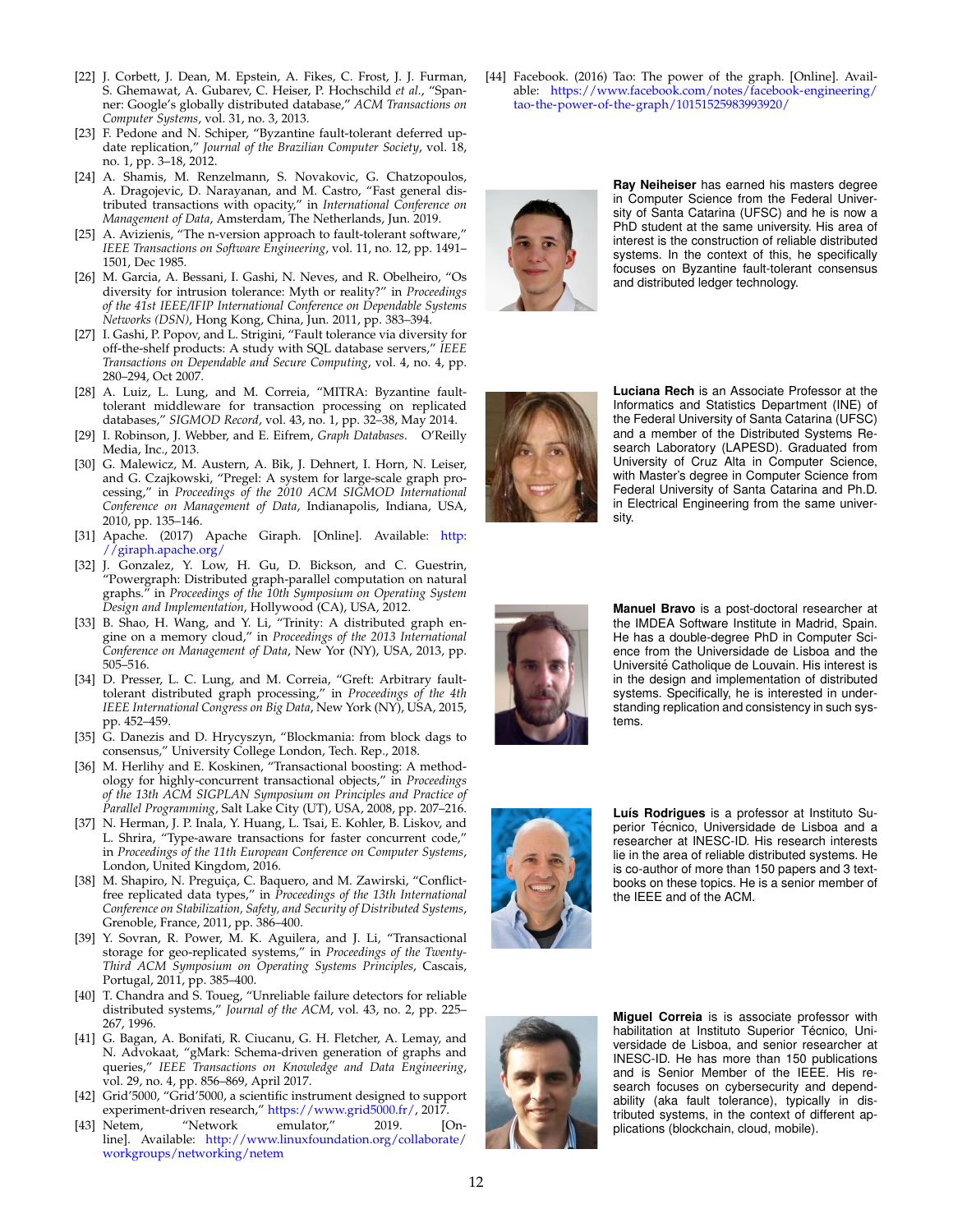[22] J. Corbett, J. Dean, M. Epstein, A. Fikes, C. Frost, J. J. Furman, S. Ghemawat, A. Gubarev, C. Heiser, P. Hochschild *et al.*, "Spanner: Google's globally distributed database," *ACM Transactions on Computer Systems*, vol. 31, no. 3, 2013.

[23] F. Pedone and N. Schiper, "Byzantine fault-tolerant deferred update replication," *Journal of the Brazilian Computer Society*, vol. 18, no. 1, pp. 3–18, 2012.

[24] A. Shamis, M. Renzelmann, S. Novakovic, G. Chatzopoulos, A. Dragojevic, D. Narayanan, and M. Castro, "Fast general distributed transactions with opacity," in *International Conference on Management of Data*, Amsterdam, The Netherlands, Jun. 2019.

[25] A. Avizienis, "The n-version approach to fault-tolerant software," *IEEE Transactions on Software Engineering*, vol. 11, no. 12, pp. 1491–1501, Dec 1985.

[26] M. Garcia, A. Bessani, I. Gashi, N. Neves, and R. Obelheiro, "Os diversity for intrusion tolerance: Myth or reality?" in *Proceedings of the 41st IEEE/IFIP International Conference on Dependable Systems Networks (DSN)*, Hong Kong, China, Jun. 2011, pp. 383–394.

[27] I. Gashi, P. Popov, and L. Strigini, "Fault tolerance via diversity for off-the-shelf products: A study with SQL database servers," *IEEE Transactions on Dependable and Secure Computing*, vol. 4, no. 4, pp. 280–294, Oct 2007.

[28] A. Luiz, L. Lung, and M. Correia, "MITRA: Byzantine fault-tolerant middleware for transaction processing on replicated databases," *SIGMOD Record*, vol. 43, no. 1, pp. 32–38, May 2014.

[29] I. Robinson, J. Webber, and E. Eifrem, *Graph Databases*. O'Reilly Media, Inc., 2013.

[30] G. Malewicz, M. Austern, A. Bik, J. Dehnert, I. Horn, N. Leiser, and G. Czajkowski, "Pregel: A system for large-scale graph processing," in *Proceedings of the 2010 ACM SIGMOD International Conference on Management of Data*, Indianapolis, Indiana, USA, 2010, pp. 135–146.

[31] Apache. (2017) Apache Giraph. [Online]. Available: http://giraph.apache.org/

[32] J. Gonzalez, Y. Low, H. Gu, D. Bickson, and C. Guestrin, "Powergraph: Distributed graph-parallel computation on natural graphs." in *Proceedings of the 10th Symposium on Operating System Design and Implementation*, Hollywood (CA), USA, 2012.

[33] B. Shao, H. Wang, and Y. Li, "Trinity: A distributed graph engine on a memory cloud," in *Proceedings of the 2013 International Conference on Management of Data*, New Yor (NY), USA, 2013, pp. 505–516.

[34] D. Presser, L. C. Lung, and M. Correia, "Greft: Arbitrary fault-tolerant distributed graph processing," in *Proceedings of the 4th IEEE International Congress on Big Data*, New York (NY), USA, 2015, pp. 452–459.

[35] G. Danezis and D. Hrycyszyn, "Blockmania: from block dags to consensus," University College London, Tech. Rep., 2018.

[36] M. Herlihy and E. Koskinen, "Transactional boosting: A methodology for highly-concurrent transactional objects," in *Proceedings of the 13th ACM SIGPLAN Symposium on Principles and Practice of Parallel Programming*, Salt Lake City (UT), USA, 2008, pp. 207–216.

[37] N. Herman, J. P. Inala, Y. Huang, L. Tsai, E. Kohler, B. Liskov, and L. Shrira, "Type-aware transactions for faster concurrent code," in *Proceedings of the 11th European Conference on Computer Systems*, London, United Kingdom, 2016.

[38] M. Shapiro, N. Preguiça, C. Baquero, and M. Zawirski, "Conflict-free replicated data types," in *Proceedings of the 13th International Conference on Stabilization, Safety, and Security of Distributed Systems*, Grenoble, France, 2011, pp. 386–400.

[39] Y. Sovran, R. Power, M. K. Aguilera, and J. Li, "Transactional storage for geo-replicated systems," in *Proceedings of the Twenty-Third ACM Symposium on Operating Systems Principles*, Cascais, Portugal, 2011, pp. 385–400.

[40] T. Chandra and S. Toueg, "Unreliable failure detectors for reliable distributed systems," *Journal of the ACM*, vol. 43, no. 2, pp. 225–267, 1996.

[41] G. Bagan, A. Bonifati, R. Ciucanu, G. H. Fletcher, A. Lemay, and N. Advokaat, "gMark: Schema-driven generation of graphs and queries," *IEEE Transactions on Knowledge and Data Engineering*, vol. 29, no. 4, pp. 856–869, April 2017.

[42] Grid'5000, "Grid'5000, a scientific instrument designed to support experiment-driven research," https://www.grid5000.fr/, 2017.

[43] Netem, "Network emulator," 2019. [Online]. Available: http://www.linuxfoundation.org/collaborate/workgroups/networking/netem

[44] Facebook. (2016) Tao: The power of the graph. [Online]. Available: https://www.facebook.com/notes/facebook-engineering/tao-the-power-of-the-graph/10151525983993920/

**Ray Neiheiser** has earned his masters degree in Computer Science from the Federal University of Santa Catarina (UFSC) and he is now a PhD student at the same university. His area of interest is the construction of reliable distributed systems. In the context of this, he specifically focuses on Byzantine fault-tolerant consensus and distributed ledger technology.

**Luciana Rech** is an Associate Professor at the Informatics and Statistics Department (INE) of the Federal University of Santa Catarina (UFSC) and a member of the Distributed Systems Research Laboratory (LAPESD). Graduated from University of Cruz Alta in Computer Science, with Master's degree in Computer Science from Federal University of Santa Catarina and Ph.D. in Electrical Engineering from the same university.

**Manuel Bravo** is a post-doctoral researcher at the IMDEA Software Institute in Madrid, Spain. He has a double-degree PhD in Computer Science from the Universidade de Lisboa and the Université Catholique de Louvain. His interest is in the design and implementation of distributed systems. Specifically, he is interested in understanding replication and consistency in such systems.

**Luís Rodrigues** is a professor at Instituto Superior Técnico, Universidade de Lisboa and a researcher at INESC-ID. His research interests lie in the area of reliable distributed systems. He is co-author of more than 150 papers and 3 textbooks on these topics. He is a senior member of the IEEE and of the ACM.

**Miguel Correia** is is associate professor with habilitation at Instituto Superior Técnico, Universidade de Lisboa, and senior researcher at INESC-ID. He has more than 150 publications and is Senior Member of the IEEE. His research focuses on cybersecurity and dependability (aka fault tolerance), typically in distributed systems, in the context of different applications (blockchain, cloud, mobile).